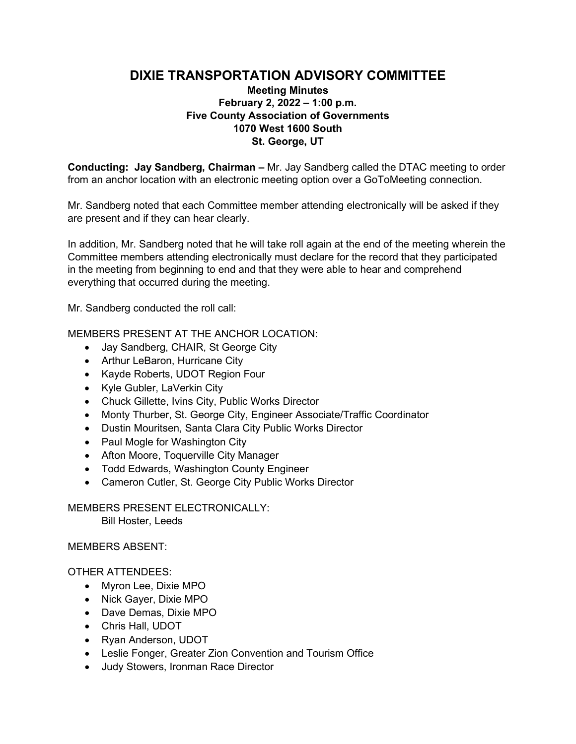# DIXIE TRANSPORTATION ADVISORY COMMITTEE

**Meeting Minutes**
**February 2, 2022 – 1:00 p.m.**
**Five County Association of Governments**
**1070 West 1600 South**
**St. George, UT**

**Conducting: Jay Sandberg, Chairman –** Mr. Jay Sandberg called the DTAC meeting to order from an anchor location with an electronic meeting option over a GoToMeeting connection.

Mr. Sandberg noted that each Committee member attending electronically will be asked if they are present and if they can hear clearly.

In addition, Mr. Sandberg noted that he will take roll again at the end of the meeting wherein the Committee members attending electronically must declare for the record that they participated in the meeting from beginning to end and that they were able to hear and comprehend everything that occurred during the meeting.

Mr. Sandberg conducted the roll call:

MEMBERS PRESENT AT THE ANCHOR LOCATION:

- Jay Sandberg, CHAIR, St George City
- Arthur LeBaron, Hurricane City
- Kayde Roberts, UDOT Region Four
- Kyle Gubler, LaVerkin City
- Chuck Gillette, Ivins City, Public Works Director
- Monty Thurber, St. George City, Engineer Associate/Traffic Coordinator
- Dustin Mouritsen, Santa Clara City Public Works Director
- Paul Mogle for Washington City
- Afton Moore, Toquerville City Manager
- Todd Edwards, Washington County Engineer
- Cameron Cutler, St. George City Public Works Director

MEMBERS PRESENT ELECTRONICALLY:

Bill Hoster, Leeds

MEMBERS ABSENT:

OTHER ATTENDEES:

- Myron Lee, Dixie MPO
- Nick Gayer, Dixie MPO
- Dave Demas, Dixie MPO
- Chris Hall, UDOT
- Ryan Anderson, UDOT
- Leslie Fonger, Greater Zion Convention and Tourism Office
- Judy Stowers, Ironman Race Director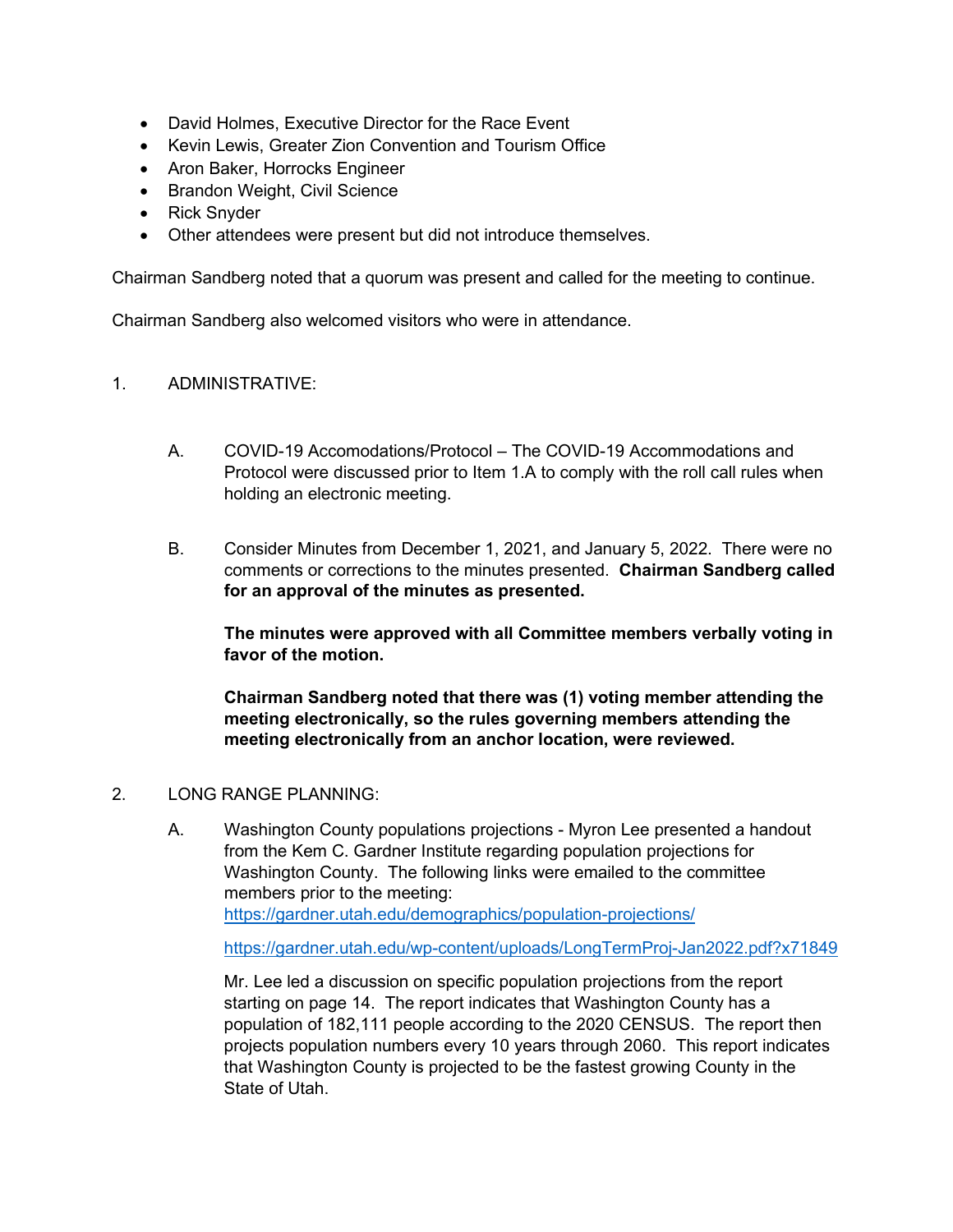- David Holmes, Executive Director for the Race Event
- Kevin Lewis, Greater Zion Convention and Tourism Office
- Aron Baker, Horrocks Engineer
- Brandon Weight, Civil Science
- Rick Snyder
- Other attendees were present but did not introduce themselves.

Chairman Sandberg noted that a quorum was present and called for the meeting to continue.

Chairman Sandberg also welcomed visitors who were in attendance.

1. ADMINISTRATIVE:

   A. COVID-19 Accomodations/Protocol – The COVID-19 Accommodations and Protocol were discussed prior to Item 1.A to comply with the roll call rules when holding an electronic meeting.

   B. Consider Minutes from December 1, 2021, and January 5, 2022. There were no comments or corrections to the minutes presented. **Chairman Sandberg called for an approval of the minutes as presented.**

      **The minutes were approved with all Committee members verbally voting in favor of the motion.**

      **Chairman Sandberg noted that there was (1) voting member attending the meeting electronically, so the rules governing members attending the meeting electronically from an anchor location, were reviewed.**

2. LONG RANGE PLANNING:

   A. Washington County populations projections - Myron Lee presented a handout from the Kem C. Gardner Institute regarding population projections for Washington County. The following links were emailed to the committee members prior to the meeting:
      https://gardner.utah.edu/demographics/population-projections/

      https://gardner.utah.edu/wp-content/uploads/LongTermProj-Jan2022.pdf?x71849

      Mr. Lee led a discussion on specific population projections from the report starting on page 14. The report indicates that Washington County has a population of 182,111 people according to the 2020 CENSUS. The report then projects population numbers every 10 years through 2060. This report indicates that Washington County is projected to be the fastest growing County in the State of Utah.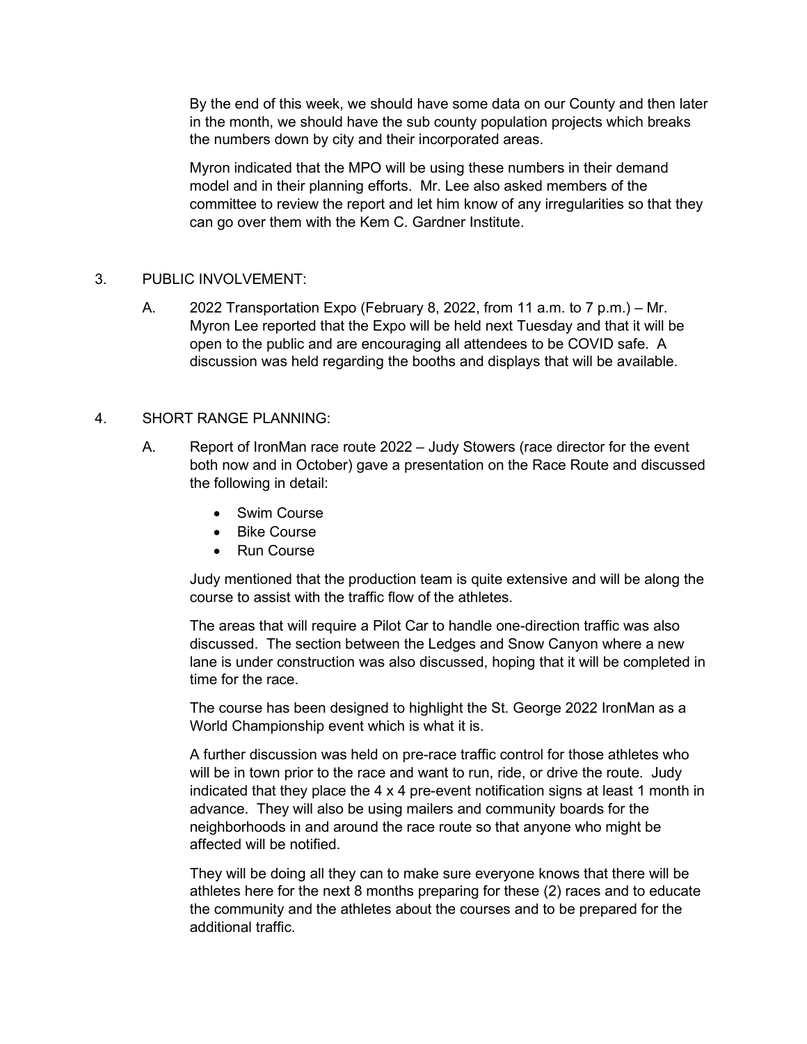By the end of this week, we should have some data on our County and then later in the month, we should have the sub county population projects which breaks the numbers down by city and their incorporated areas.

Myron indicated that the MPO will be using these numbers in their demand model and in their planning efforts. Mr. Lee also asked members of the committee to review the report and let him know of any irregularities so that they can go over them with the Kem C. Gardner Institute.

3. PUBLIC INVOLVEMENT:

A. 2022 Transportation Expo (February 8, 2022, from 11 a.m. to 7 p.m.) – Mr. Myron Lee reported that the Expo will be held next Tuesday and that it will be open to the public and are encouraging all attendees to be COVID safe. A discussion was held regarding the booths and displays that will be available.

4. SHORT RANGE PLANNING:

A. Report of IronMan race route 2022 – Judy Stowers (race director for the event both now and in October) gave a presentation on the Race Route and discussed the following in detail:

- Swim Course
- Bike Course
- Run Course

Judy mentioned that the production team is quite extensive and will be along the course to assist with the traffic flow of the athletes.

The areas that will require a Pilot Car to handle one-direction traffic was also discussed. The section between the Ledges and Snow Canyon where a new lane is under construction was also discussed, hoping that it will be completed in time for the race.

The course has been designed to highlight the St. George 2022 IronMan as a World Championship event which is what it is.

A further discussion was held on pre-race traffic control for those athletes who will be in town prior to the race and want to run, ride, or drive the route. Judy indicated that they place the 4 x 4 pre-event notification signs at least 1 month in advance. They will also be using mailers and community boards for the neighborhoods in and around the race route so that anyone who might be affected will be notified.

They will be doing all they can to make sure everyone knows that there will be athletes here for the next 8 months preparing for these (2) races and to educate the community and the athletes about the courses and to be prepared for the additional traffic.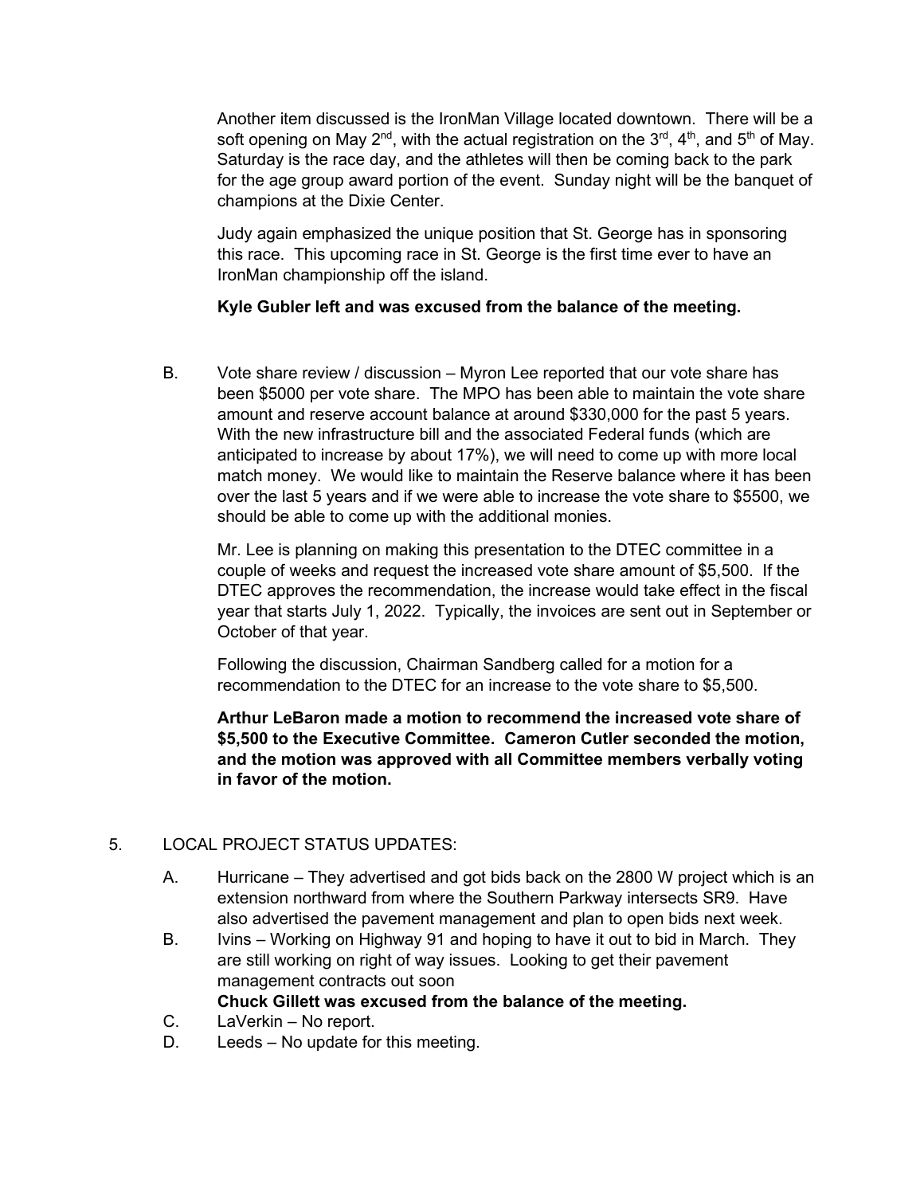Another item discussed is the IronMan Village located downtown. There will be a soft opening on May 2nd, with the actual registration on the 3rd, 4th, and 5th of May. Saturday is the race day, and the athletes will then be coming back to the park for the age group award portion of the event. Sunday night will be the banquet of champions at the Dixie Center.

Judy again emphasized the unique position that St. George has in sponsoring this race. This upcoming race in St. George is the first time ever to have an IronMan championship off the island.

**Kyle Gubler left and was excused from the balance of the meeting.**

B. Vote share review / discussion – Myron Lee reported that our vote share has been $5000 per vote share. The MPO has been able to maintain the vote share amount and reserve account balance at around $330,000 for the past 5 years. With the new infrastructure bill and the associated Federal funds (which are anticipated to increase by about 17%), we will need to come up with more local match money. We would like to maintain the Reserve balance where it has been over the last 5 years and if we were able to increase the vote share to $5500, we should be able to come up with the additional monies.

Mr. Lee is planning on making this presentation to the DTEC committee in a couple of weeks and request the increased vote share amount of $5,500. If the DTEC approves the recommendation, the increase would take effect in the fiscal year that starts July 1, 2022. Typically, the invoices are sent out in September or October of that year.

Following the discussion, Chairman Sandberg called for a motion for a recommendation to the DTEC for an increase to the vote share to $5,500.

**Arthur LeBaron made a motion to recommend the increased vote share of $5,500 to the Executive Committee. Cameron Cutler seconded the motion, and the motion was approved with all Committee members verbally voting in favor of the motion.**

5. LOCAL PROJECT STATUS UPDATES:

A. Hurricane – They advertised and got bids back on the 2800 W project which is an extension northward from where the Southern Parkway intersects SR9. Have also advertised the pavement management and plan to open bids next week.

B. Ivins – Working on Highway 91 and hoping to have it out to bid in March. They are still working on right of way issues. Looking to get their pavement management contracts out soon

**Chuck Gillett was excused from the balance of the meeting.**

C. LaVerkin – No report.

D. Leeds – No update for this meeting.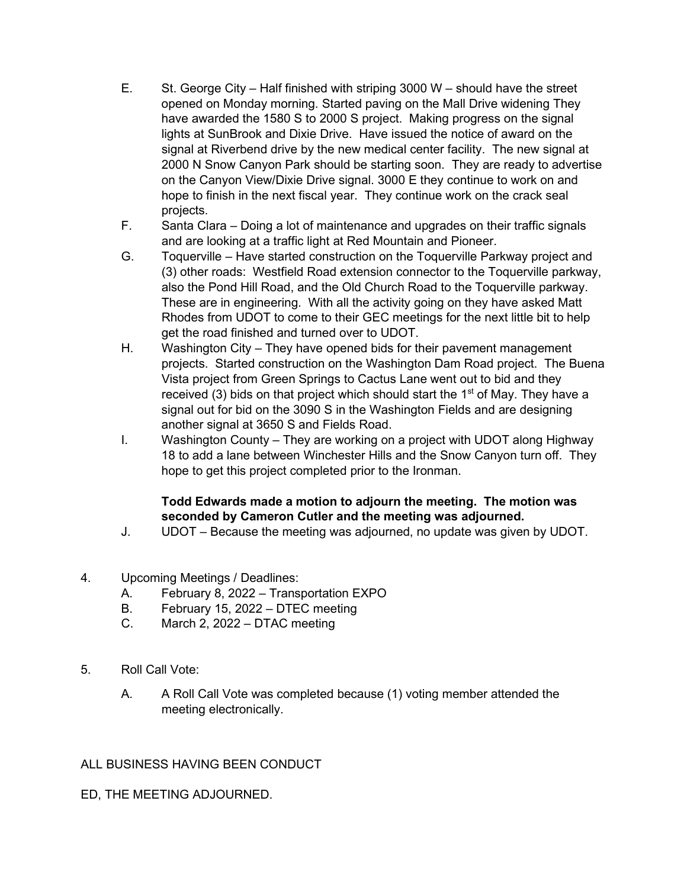E. St. George City – Half finished with striping 3000 W – should have the street opened on Monday morning. Started paving on the Mall Drive widening They have awarded the 1580 S to 2000 S project. Making progress on the signal lights at SunBrook and Dixie Drive. Have issued the notice of award on the signal at Riverbend drive by the new medical center facility. The new signal at 2000 N Snow Canyon Park should be starting soon. They are ready to advertise on the Canyon View/Dixie Drive signal. 3000 E they continue to work on and hope to finish in the next fiscal year. They continue work on the crack seal projects.

F. Santa Clara – Doing a lot of maintenance and upgrades on their traffic signals and are looking at a traffic light at Red Mountain and Pioneer.

G. Toquerville – Have started construction on the Toquerville Parkway project and (3) other roads: Westfield Road extension connector to the Toquerville parkway, also the Pond Hill Road, and the Old Church Road to the Toquerville parkway. These are in engineering. With all the activity going on they have asked Matt Rhodes from UDOT to come to their GEC meetings for the next little bit to help get the road finished and turned over to UDOT.

H. Washington City – They have opened bids for their pavement management projects. Started construction on the Washington Dam Road project. The Buena Vista project from Green Springs to Cactus Lane went out to bid and they received (3) bids on that project which should start the 1st of May. They have a signal out for bid on the 3090 S in the Washington Fields and are designing another signal at 3650 S and Fields Road.

I. Washington County – They are working on a project with UDOT along Highway 18 to add a lane between Winchester Hills and the Snow Canyon turn off. They hope to get this project completed prior to the Ironman.

**Todd Edwards made a motion to adjourn the meeting. The motion was seconded by Cameron Cutler and the meeting was adjourned.**

J. UDOT – Because the meeting was adjourned, no update was given by UDOT.

4. Upcoming Meetings / Deadlines:
   A. February 8, 2022 – Transportation EXPO
   B. February 15, 2022 – DTEC meeting
   C. March 2, 2022 – DTAC meeting

5. Roll Call Vote:
   A. A Roll Call Vote was completed because (1) voting member attended the meeting electronically.

ALL BUSINESS HAVING BEEN CONDUCT

ED, THE MEETING ADJOURNED.